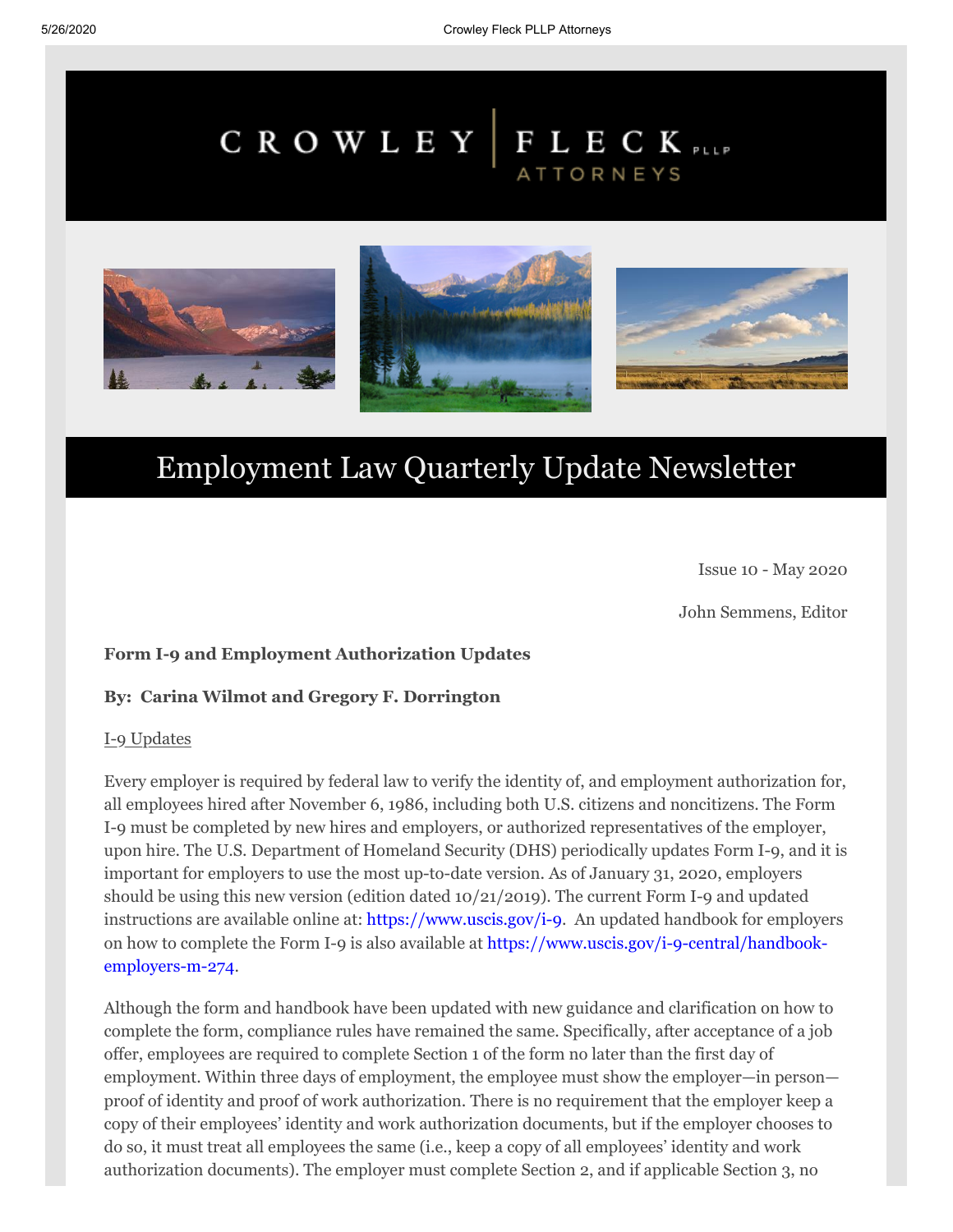CROWLEY | FLECK PLLP ATTORNEYS

# Employment Law Quarterly Update Newsletter

Issue 10 - May 2020

John Semmens, Editor

**Form I-9 and Employment Authorization Updates**

**By: Carina Wilmot and Gregory F. Dorrington**

I-9 Updates

Every employer is required by federal law to verify the identity of, and employment authorization for, all employees hired after November 6, 1986, including both U.S. citizens and noncitizens. The Form I-9 must be completed by new hires and employers, or authorized representatives of the employer, upon hire. The U.S. Department of Homeland Security (DHS) periodically updates Form I-9, and it is important for employers to use the most up-to-date version. As of January 31, 2020, employers should be using this new version (edition dated 10/21/2019). The current Form I-9 and updated instructions are available online at: https://www.uscis.gov/i-9. An updated handbook for employers on how to complete the Form I-9 is also available at https://www.uscis.gov/i-9-central/handbook-employers-m-274.

Although the form and handbook have been updated with new guidance and clarification on how to complete the form, compliance rules have remained the same. Specifically, after acceptance of a job offer, employees are required to complete Section 1 of the form no later than the first day of employment. Within three days of employment, the employee must show the employer—in person—proof of identity and proof of work authorization. There is no requirement that the employer keep a copy of their employees' identity and work authorization documents, but if the employer chooses to do so, it must treat all employees the same (i.e., keep a copy of all employees' identity and work authorization documents). The employer must complete Section 2, and if applicable Section 3, no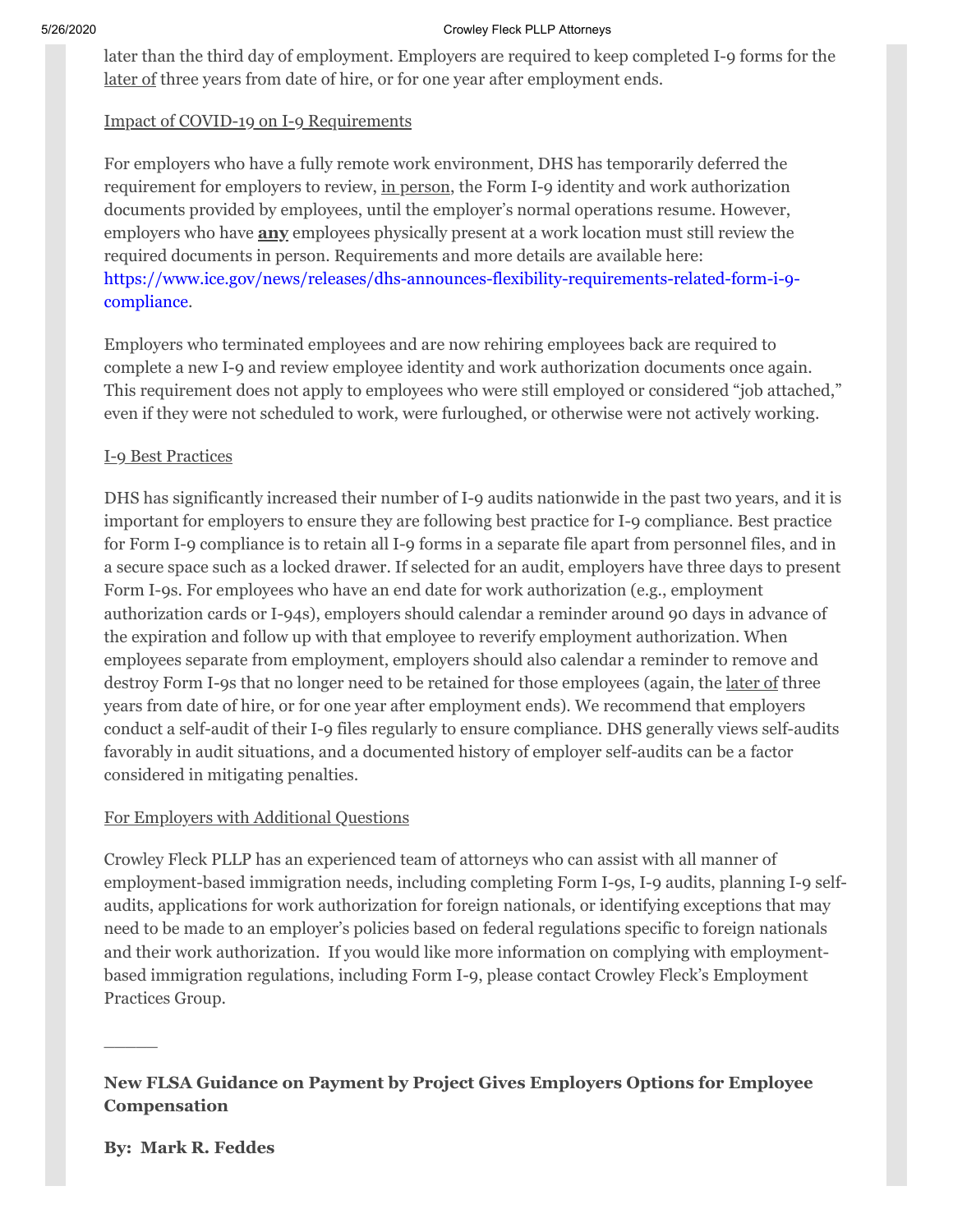later than the third day of employment. Employers are required to keep completed I-9 forms for the later of three years from date of hire, or for one year after employment ends.

Impact of COVID-19 on I-9 Requirements

For employers who have a fully remote work environment, DHS has temporarily deferred the requirement for employers to review, in person, the Form I-9 identity and work authorization documents provided by employees, until the employer's normal operations resume. However, employers who have **any** employees physically present at a work location must still review the required documents in person. Requirements and more details are available here: https://www.ice.gov/news/releases/dhs-announces-flexibility-requirements-related-form-i-9-compliance.

Employers who terminated employees and are now rehiring employees back are required to complete a new I-9 and review employee identity and work authorization documents once again. This requirement does not apply to employees who were still employed or considered "job attached," even if they were not scheduled to work, were furloughed, or otherwise were not actively working.

I-9 Best Practices

DHS has significantly increased their number of I-9 audits nationwide in the past two years, and it is important for employers to ensure they are following best practice for I-9 compliance. Best practice for Form I-9 compliance is to retain all I-9 forms in a separate file apart from personnel files, and in a secure space such as a locked drawer. If selected for an audit, employers have three days to present Form I-9s. For employees who have an end date for work authorization (e.g., employment authorization cards or I-94s), employers should calendar a reminder around 90 days in advance of the expiration and follow up with that employee to reverify employment authorization. When employees separate from employment, employers should also calendar a reminder to remove and destroy Form I-9s that no longer need to be retained for those employees (again, the later of three years from date of hire, or for one year after employment ends). We recommend that employers conduct a self-audit of their I-9 files regularly to ensure compliance. DHS generally views self-audits favorably in audit situations, and a documented history of employer self-audits can be a factor considered in mitigating penalties.

For Employers with Additional Questions

Crowley Fleck PLLP has an experienced team of attorneys who can assist with all manner of employment-based immigration needs, including completing Form I-9s, I-9 audits, planning I-9 self-audits, applications for work authorization for foreign nationals, or identifying exceptions that may need to be made to an employer's policies based on federal regulations specific to foreign nationals and their work authorization. If you would like more information on complying with employment-based immigration regulations, including Form I-9, please contact Crowley Fleck's Employment Practices Group.

\_\_\_\_\_

**New FLSA Guidance on Payment by Project Gives Employers Options for Employee Compensation**

**By: Mark R. Feddes**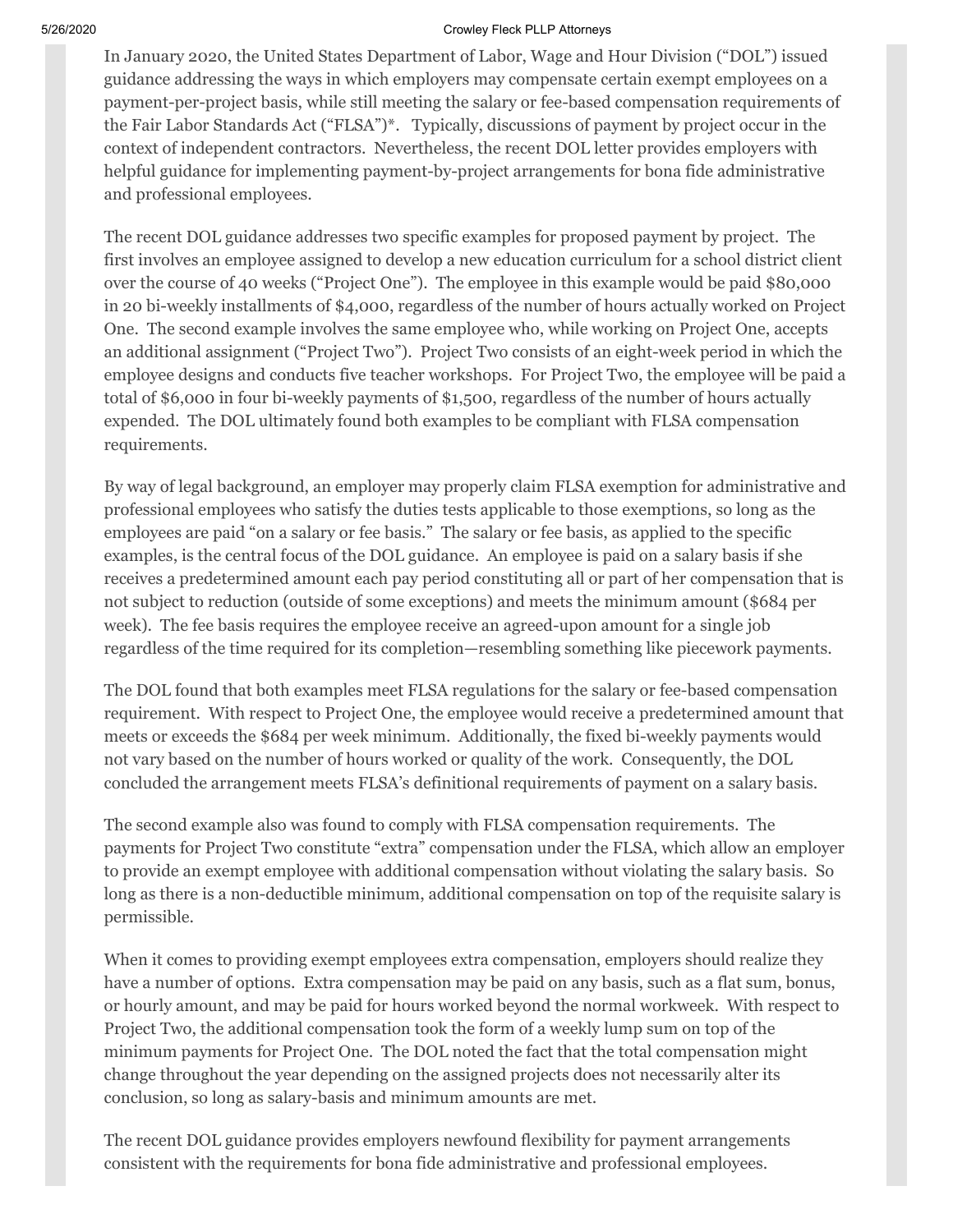In January 2020, the United States Department of Labor, Wage and Hour Division ("DOL") issued guidance addressing the ways in which employers may compensate certain exempt employees on a payment-per-project basis, while still meeting the salary or fee-based compensation requirements of the Fair Labor Standards Act ("FLSA")*. Typically, discussions of payment by project occur in the context of independent contractors. Nevertheless, the recent DOL letter provides employers with helpful guidance for implementing payment-by-project arrangements for bona fide administrative and professional employees.

The recent DOL guidance addresses two specific examples for proposed payment by project. The first involves an employee assigned to develop a new education curriculum for a school district client over the course of 40 weeks ("Project One"). The employee in this example would be paid $80,000 in 20 bi-weekly installments of $4,000, regardless of the number of hours actually worked on Project One. The second example involves the same employee who, while working on Project One, accepts an additional assignment ("Project Two"). Project Two consists of an eight-week period in which the employee designs and conducts five teacher workshops. For Project Two, the employee will be paid a total of $6,000 in four bi-weekly payments of $1,500, regardless of the number of hours actually expended. The DOL ultimately found both examples to be compliant with FLSA compensation requirements.

By way of legal background, an employer may properly claim FLSA exemption for administrative and professional employees who satisfy the duties tests applicable to those exemptions, so long as the employees are paid "on a salary or fee basis." The salary or fee basis, as applied to the specific examples, is the central focus of the DOL guidance. An employee is paid on a salary basis if she receives a predetermined amount each pay period constituting all or part of her compensation that is not subject to reduction (outside of some exceptions) and meets the minimum amount ($684 per week). The fee basis requires the employee receive an agreed-upon amount for a single job regardless of the time required for its completion—resembling something like piecework payments.

The DOL found that both examples meet FLSA regulations for the salary or fee-based compensation requirement. With respect to Project One, the employee would receive a predetermined amount that meets or exceeds the $684 per week minimum. Additionally, the fixed bi-weekly payments would not vary based on the number of hours worked or quality of the work. Consequently, the DOL concluded the arrangement meets FLSA's definitional requirements of payment on a salary basis.

The second example also was found to comply with FLSA compensation requirements. The payments for Project Two constitute "extra" compensation under the FLSA, which allow an employer to provide an exempt employee with additional compensation without violating the salary basis. So long as there is a non-deductible minimum, additional compensation on top of the requisite salary is permissible.

When it comes to providing exempt employees extra compensation, employers should realize they have a number of options. Extra compensation may be paid on any basis, such as a flat sum, bonus, or hourly amount, and may be paid for hours worked beyond the normal workweek. With respect to Project Two, the additional compensation took the form of a weekly lump sum on top of the minimum payments for Project One. The DOL noted the fact that the total compensation might change throughout the year depending on the assigned projects does not necessarily alter its conclusion, so long as salary-basis and minimum amounts are met.

The recent DOL guidance provides employers newfound flexibility for payment arrangements consistent with the requirements for bona fide administrative and professional employees.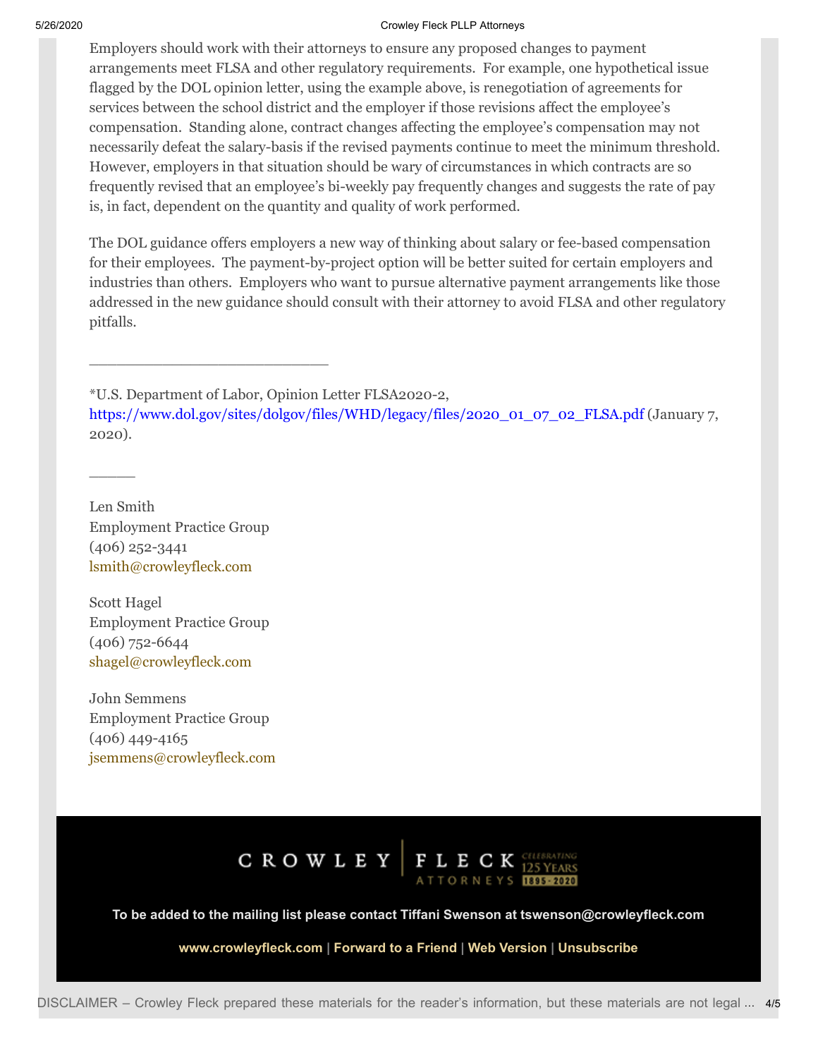Employers should work with their attorneys to ensure any proposed changes to payment arrangements meet FLSA and other regulatory requirements. For example, one hypothetical issue flagged by the DOL opinion letter, using the example above, is renegotiation of agreements for services between the school district and the employer if those revisions affect the employee's compensation. Standing alone, contract changes affecting the employee's compensation may not necessarily defeat the salary-basis if the revised payments continue to meet the minimum threshold. However, employers in that situation should be wary of circumstances in which contracts are so frequently revised that an employee's bi-weekly pay frequently changes and suggests the rate of pay is, in fact, dependent on the quantity and quality of work performed.

The DOL guidance offers employers a new way of thinking about salary or fee-based compensation for their employees. The payment-by-project option will be better suited for certain employers and industries than others. Employers who want to pursue alternative payment arrangements like those addressed in the new guidance should consult with their attorney to avoid FLSA and other regulatory pitfalls.

---

*U.S. Department of Labor, Opinion Letter FLSA2020-2, https://www.dol.gov/sites/dolgov/files/WHD/legacy/files/2020_01_07_02_FLSA.pdf (January 7, 2020).

---

Len Smith
Employment Practice Group
(406) 252-3441
lsmith@crowleyfleck.com

Scott Hagel
Employment Practice Group
(406) 752-6644
shagel@crowleyfleck.com

John Semmens
Employment Practice Group
(406) 449-4165
jsemmens@crowleyfleck.com

CROWLEY | FLECK ATTORNEYS — CELEBRATING 125 YEARS 1895-2020

**To be added to the mailing list please contact Tiffani Swenson at tswenson@crowleyfleck.com**

**www.crowleyfleck.com | Forward to a Friend | Web Version | Unsubscribe**

DISCLAIMER – Crowley Fleck prepared these materials for the reader's information, but these materials are not legal ...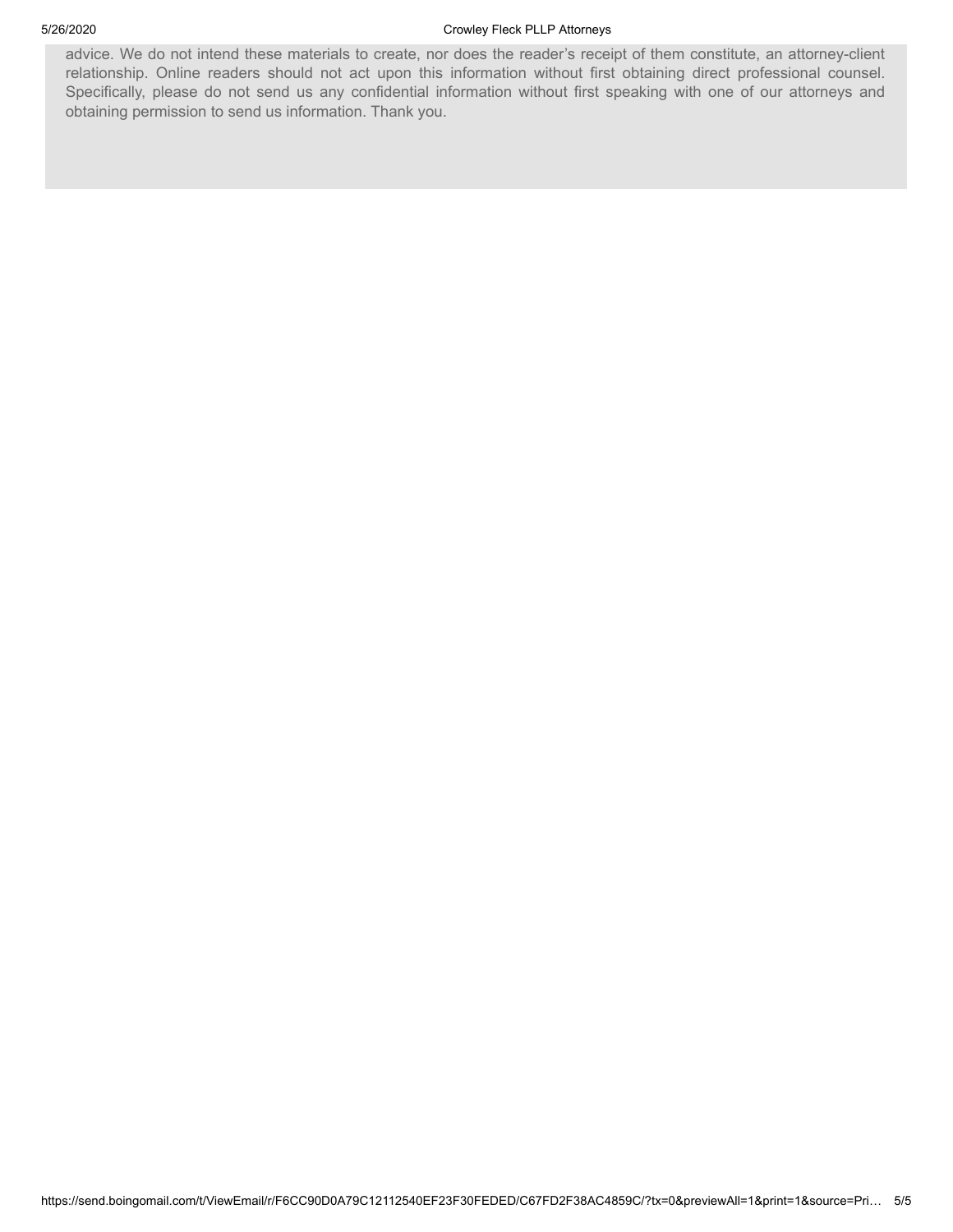advice. We do not intend these materials to create, nor does the reader's receipt of them constitute, an attorney-client relationship. Online readers should not act upon this information without first obtaining direct professional counsel. Specifically, please do not send us any confidential information without first speaking with one of our attorneys and obtaining permission to send us information. Thank you.